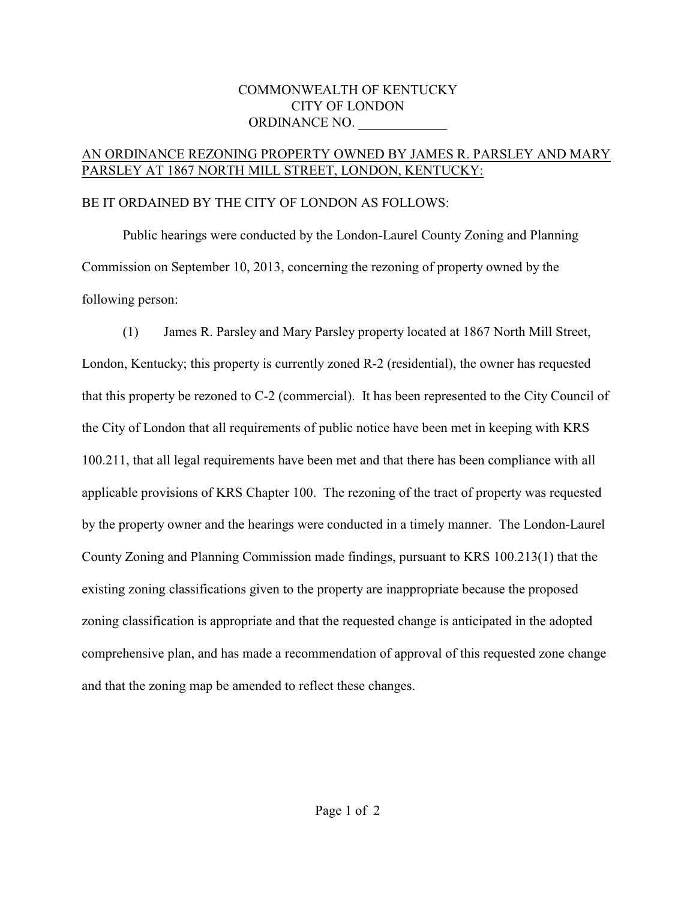COMMONWEALTH OF KENTUCKY
CITY OF LONDON
ORDINANCE NO. _____________

<u>AN ORDINANCE REZONING PROPERTY OWNED BY JAMES R. PARSLEY AND MARY PARSLEY AT 1867 NORTH MILL STREET, LONDON, KENTUCKY:</u>

BE IT ORDAINED BY THE CITY OF LONDON AS FOLLOWS:

Public hearings were conducted by the London-Laurel County Zoning and Planning Commission on September 10, 2013, concerning the rezoning of property owned by the following person:

(1) James R. Parsley and Mary Parsley property located at 1867 North Mill Street, London, Kentucky; this property is currently zoned R-2 (residential), the owner has requested that this property be rezoned to C-2 (commercial). It has been represented to the City Council of the City of London that all requirements of public notice have been met in keeping with KRS 100.211, that all legal requirements have been met and that there has been compliance with all applicable provisions of KRS Chapter 100. The rezoning of the tract of property was requested by the property owner and the hearings were conducted in a timely manner. The London-Laurel County Zoning and Planning Commission made findings, pursuant to KRS 100.213(1) that the existing zoning classifications given to the property are inappropriate because the proposed zoning classification is appropriate and that the requested change is anticipated in the adopted comprehensive plan, and has made a recommendation of approval of this requested zone change and that the zoning map be amended to reflect these changes.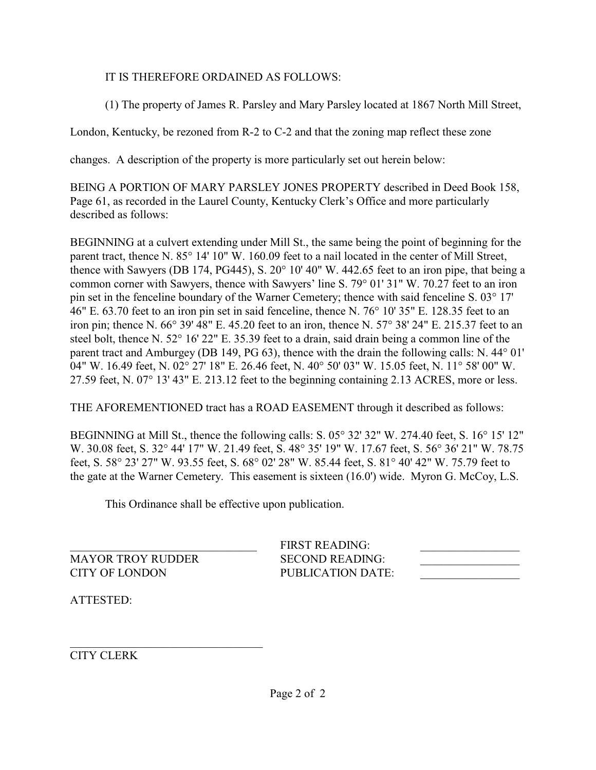IT IS THEREFORE ORDAINED AS FOLLOWS:

(1) The property of James R. Parsley and Mary Parsley located at 1867 North Mill Street, London, Kentucky, be rezoned from R-2 to C-2 and that the zoning map reflect these zone changes. A description of the property is more particularly set out herein below:

BEING A PORTION OF MARY PARSLEY JONES PROPERTY described in Deed Book 158, Page 61, as recorded in the Laurel County, Kentucky Clerk's Office and more particularly described as follows:

BEGINNING at a culvert extending under Mill St., the same being the point of beginning for the parent tract, thence N. 85° 14' 10" W. 160.09 feet to a nail located in the center of Mill Street, thence with Sawyers (DB 174, PG445), S. 20° 10' 40" W. 442.65 feet to an iron pipe, that being a common corner with Sawyers, thence with Sawyers' line S. 79° 01' 31" W. 70.27 feet to an iron pin set in the fenceline boundary of the Warner Cemetery; thence with said fenceline S. 03° 17' 46" E. 63.70 feet to an iron pin set in said fenceline, thence N. 76° 10' 35" E. 128.35 feet to an iron pin; thence N. 66° 39' 48" E. 45.20 feet to an iron, thence N. 57° 38' 24" E. 215.37 feet to an steel bolt, thence N. 52° 16' 22" E. 35.39 feet to a drain, said drain being a common line of the parent tract and Amburgey (DB 149, PG 63), thence with the drain the following calls: N. 44° 01' 04" W. 16.49 feet, N. 02° 27' 18" E. 26.46 feet, N. 40° 50' 03" W. 15.05 feet, N. 11° 58' 00" W. 27.59 feet, N. 07° 13' 43" E. 213.12 feet to the beginning containing 2.13 ACRES, more or less.

THE AFOREMENTIONED tract has a ROAD EASEMENT through it described as follows:

BEGINNING at Mill St., thence the following calls: S. 05° 32' 32" W. 274.40 feet, S. 16° 15' 12" W. 30.08 feet, S. 32° 44' 17" W. 21.49 feet, S. 48° 35' 19" W. 17.67 feet, S. 56° 36' 21" W. 78.75 feet, S. 58° 23' 27" W. 93.55 feet, S. 68° 02' 28" W. 85.44 feet, S. 81° 40' 42" W. 75.79 feet to the gate at the Warner Cemetery. This easement is sixteen (16.0') wide. Myron G. McCoy, L.S.

This Ordinance shall be effective upon publication.

\_\_\_\_\_\_\_\_\_\_\_\_\_\_\_\_\_\_\_\_\_\_\_\_\_\_\_\_\_\_\_\_
MAYOR TROY RUDDER
CITY OF LONDON

FIRST READING: \_\_\_\_\_\_\_\_\_\_\_\_\_\_\_\_
SECOND READING: \_\_\_\_\_\_\_\_\_\_\_\_\_\_\_\_
PUBLICATION DATE: \_\_\_\_\_\_\_\_\_\_\_\_\_\_\_\_

ATTESTED:

\_\_\_\_\_\_\_\_\_\_\_\_\_\_\_\_\_\_\_\_\_\_\_\_\_\_\_\_\_\_\_\_
CITY CLERK